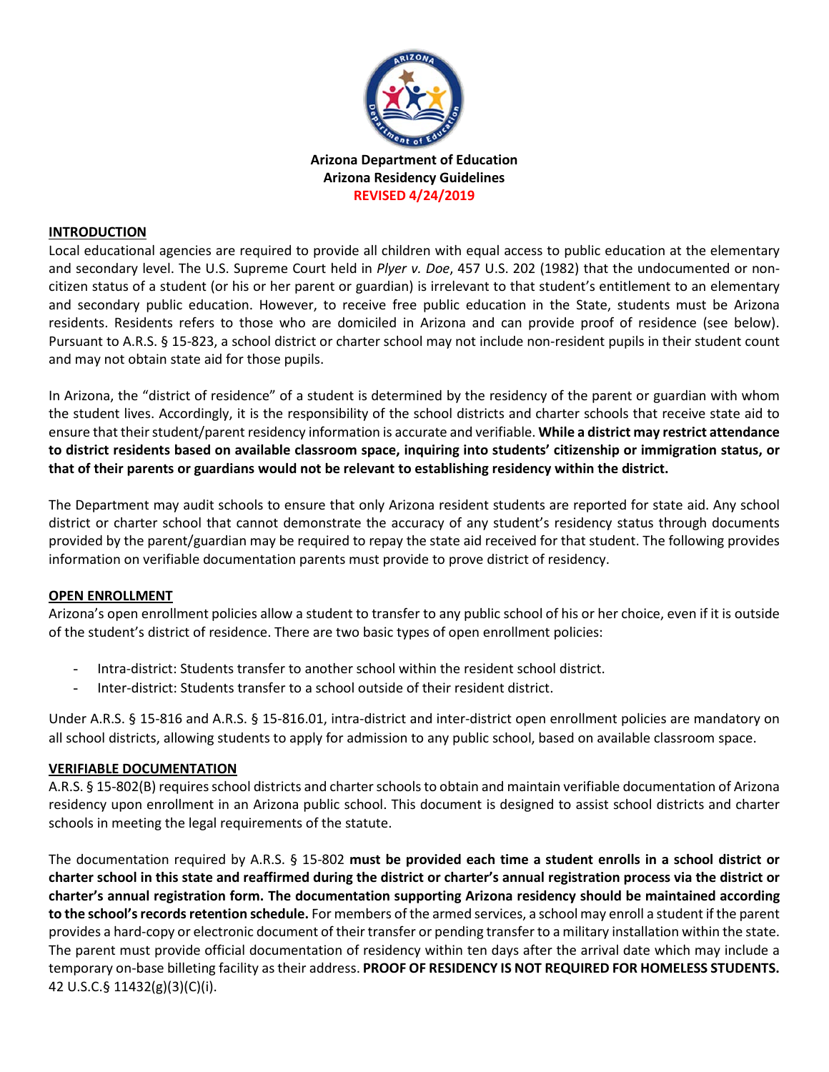**Arizona Department of Education**
**Arizona Residency Guidelines**
**REVISED 4/24/2019**

## INTRODUCTION

Local educational agencies are required to provide all children with equal access to public education at the elementary and secondary level. The U.S. Supreme Court held in *Plyer v. Doe*, 457 U.S. 202 (1982) that the undocumented or non-citizen status of a student (or his or her parent or guardian) is irrelevant to that student's entitlement to an elementary and secondary public education. However, to receive free public education in the State, students must be Arizona residents. Residents refers to those who are domiciled in Arizona and can provide proof of residence (see below). Pursuant to A.R.S. § 15-823, a school district or charter school may not include non-resident pupils in their student count and may not obtain state aid for those pupils.

In Arizona, the "district of residence" of a student is determined by the residency of the parent or guardian with whom the student lives. Accordingly, it is the responsibility of the school districts and charter schools that receive state aid to ensure that their student/parent residency information is accurate and verifiable. **While a district may restrict attendance to district residents based on available classroom space, inquiring into students' citizenship or immigration status, or that of their parents or guardians would not be relevant to establishing residency within the district.**

The Department may audit schools to ensure that only Arizona resident students are reported for state aid. Any school district or charter school that cannot demonstrate the accuracy of any student's residency status through documents provided by the parent/guardian may be required to repay the state aid received for that student. The following provides information on verifiable documentation parents must provide to prove district of residency.

## OPEN ENROLLMENT

Arizona's open enrollment policies allow a student to transfer to any public school of his or her choice, even if it is outside of the student's district of residence. There are two basic types of open enrollment policies:

- Intra-district: Students transfer to another school within the resident school district.
- Inter-district: Students transfer to a school outside of their resident district.

Under A.R.S. § 15-816 and A.R.S. § 15-816.01, intra-district and inter-district open enrollment policies are mandatory on all school districts, allowing students to apply for admission to any public school, based on available classroom space.

## VERIFIABLE DOCUMENTATION

A.R.S. § 15-802(B) requires school districts and charter schools to obtain and maintain verifiable documentation of Arizona residency upon enrollment in an Arizona public school. This document is designed to assist school districts and charter schools in meeting the legal requirements of the statute.

The documentation required by A.R.S. § 15-802 **must be provided each time a student enrolls in a school district or charter school in this state and reaffirmed during the district or charter's annual registration process via the district or charter's annual registration form. The documentation supporting Arizona residency should be maintained according to the school's records retention schedule.** For members of the armed services, a school may enroll a student if the parent provides a hard-copy or electronic document of their transfer or pending transfer to a military installation within the state. The parent must provide official documentation of residency within ten days after the arrival date which may include a temporary on-base billeting facility as their address. **PROOF OF RESIDENCY IS NOT REQUIRED FOR HOMELESS STUDENTS.** 42 U.S.C.§ 11432(g)(3)(C)(i).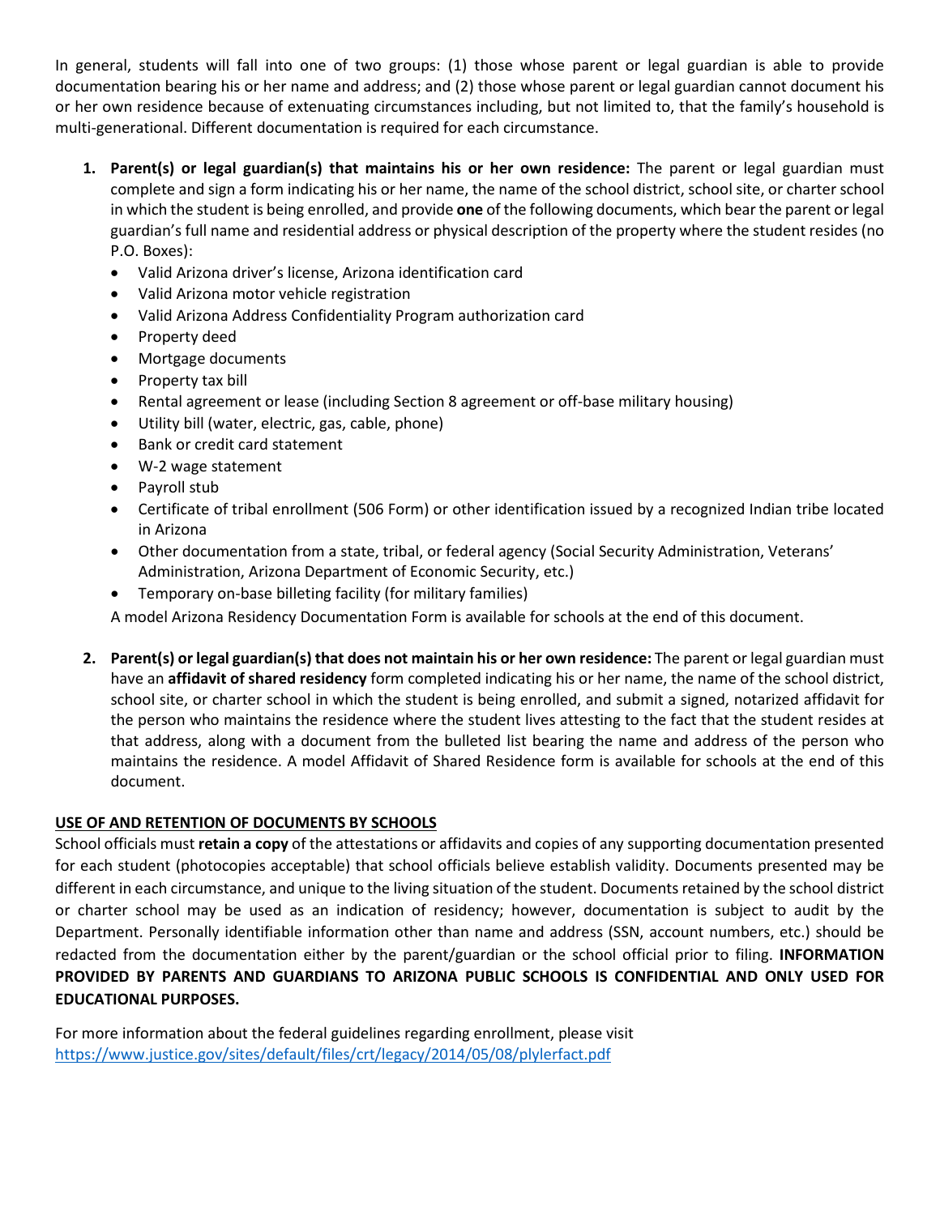In general, students will fall into one of two groups: (1) those whose parent or legal guardian is able to provide documentation bearing his or her name and address; and (2) those whose parent or legal guardian cannot document his or her own residence because of extenuating circumstances including, but not limited to, that the family's household is multi-generational. Different documentation is required for each circumstance.

1. **Parent(s) or legal guardian(s) that maintains his or her own residence:** The parent or legal guardian must complete and sign a form indicating his or her name, the name of the school district, school site, or charter school in which the student is being enrolled, and provide **one** of the following documents, which bear the parent or legal guardian's full name and residential address or physical description of the property where the student resides (no P.O. Boxes):
   - Valid Arizona driver's license, Arizona identification card
   - Valid Arizona motor vehicle registration
   - Valid Arizona Address Confidentiality Program authorization card
   - Property deed
   - Mortgage documents
   - Property tax bill
   - Rental agreement or lease (including Section 8 agreement or off-base military housing)
   - Utility bill (water, electric, gas, cable, phone)
   - Bank or credit card statement
   - W-2 wage statement
   - Payroll stub
   - Certificate of tribal enrollment (506 Form) or other identification issued by a recognized Indian tribe located in Arizona
   - Other documentation from a state, tribal, or federal agency (Social Security Administration, Veterans' Administration, Arizona Department of Economic Security, etc.)
   - Temporary on-base billeting facility (for military families)

   A model Arizona Residency Documentation Form is available for schools at the end of this document.

2. **Parent(s) or legal guardian(s) that does not maintain his or her own residence:** The parent or legal guardian must have an **affidavit of shared residency** form completed indicating his or her name, the name of the school district, school site, or charter school in which the student is being enrolled, and submit a signed, notarized affidavit for the person who maintains the residence where the student lives attesting to the fact that the student resides at that address, along with a document from the bulleted list bearing the name and address of the person who maintains the residence. A model Affidavit of Shared Residence form is available for schools at the end of this document.

**USE OF AND RETENTION OF DOCUMENTS BY SCHOOLS**

School officials must **retain a copy** of the attestations or affidavits and copies of any supporting documentation presented for each student (photocopies acceptable) that school officials believe establish validity. Documents presented may be different in each circumstance, and unique to the living situation of the student. Documents retained by the school district or charter school may be used as an indication of residency; however, documentation is subject to audit by the Department. Personally identifiable information other than name and address (SSN, account numbers, etc.) should be redacted from the documentation either by the parent/guardian or the school official prior to filing. **INFORMATION PROVIDED BY PARENTS AND GUARDIANS TO ARIZONA PUBLIC SCHOOLS IS CONFIDENTIAL AND ONLY USED FOR EDUCATIONAL PURPOSES.**

For more information about the federal guidelines regarding enrollment, please visit https://www.justice.gov/sites/default/files/crt/legacy/2014/05/08/plylerfact.pdf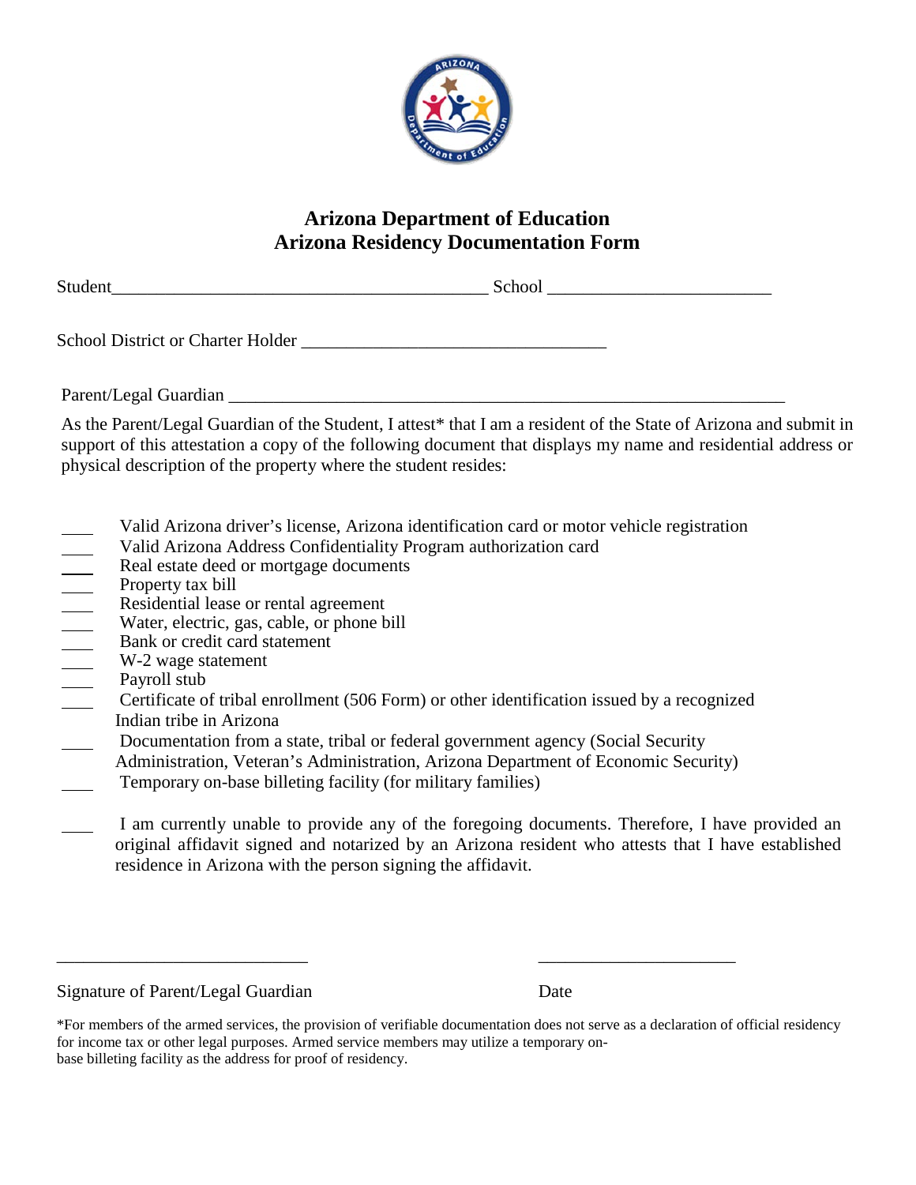# Arizona Department of Education
# Arizona Residency Documentation Form

Student\_\_\_\_\_\_\_\_\_\_\_\_\_\_\_\_\_\_\_\_\_\_\_\_\_\_\_\_\_\_\_\_\_\_\_\_\_\_\_\_\_\_ School \_\_\_\_\_\_\_\_\_\_\_\_\_\_\_\_\_\_\_\_\_\_\_\_\_

School District or Charter Holder \_\_\_\_\_\_\_\_\_\_\_\_\_\_\_\_\_\_\_\_\_\_\_\_\_\_\_\_\_\_\_\_\_\_

Parent/Legal Guardian \_\_\_\_\_\_\_\_\_\_\_\_\_\_\_\_\_\_\_\_\_\_\_\_\_\_\_\_\_\_\_\_\_\_\_\_\_\_\_\_\_\_\_\_\_\_\_\_\_\_\_\_\_\_\_\_\_\_\_\_\_\_

As the Parent/Legal Guardian of the Student, I attest* that I am a resident of the State of Arizona and submit in support of this attestation a copy of the following document that displays my name and residential address or physical description of the property where the student resides:

\_\_\_\_ Valid Arizona driver's license, Arizona identification card or motor vehicle registration
\_\_\_\_ Valid Arizona Address Confidentiality Program authorization card
\_\_\_\_ Real estate deed or mortgage documents
\_\_\_\_ Property tax bill
\_\_\_\_ Residential lease or rental agreement
\_\_\_\_ Water, electric, gas, cable, or phone bill
\_\_\_\_ Bank or credit card statement
\_\_\_\_ W-2 wage statement
\_\_\_\_ Payroll stub
\_\_\_\_ Certificate of tribal enrollment (506 Form) or other identification issued by a recognized Indian tribe in Arizona
\_\_\_\_ Documentation from a state, tribal or federal government agency (Social Security Administration, Veteran's Administration, Arizona Department of Economic Security)
\_\_\_\_ Temporary on-base billeting facility (for military families)

\_\_\_\_ I am currently unable to provide any of the foregoing documents. Therefore, I have provided an original affidavit signed and notarized by an Arizona resident who attests that I have established residence in Arizona with the person signing the affidavit.

\_\_\_\_\_\_\_\_\_\_\_\_\_\_\_\_\_\_\_\_\_\_\_\_\_\_\_\_\_ \_\_\_\_\_\_\_\_\_\_\_\_\_\_\_\_\_\_\_\_\_\_\_

Signature of Parent/Legal Guardian Date

*For members of the armed services, the provision of verifiable documentation does not serve as a declaration of official residency for income tax or other legal purposes. Armed service members may utilize a temporary on-base billeting facility as the address for proof of residency.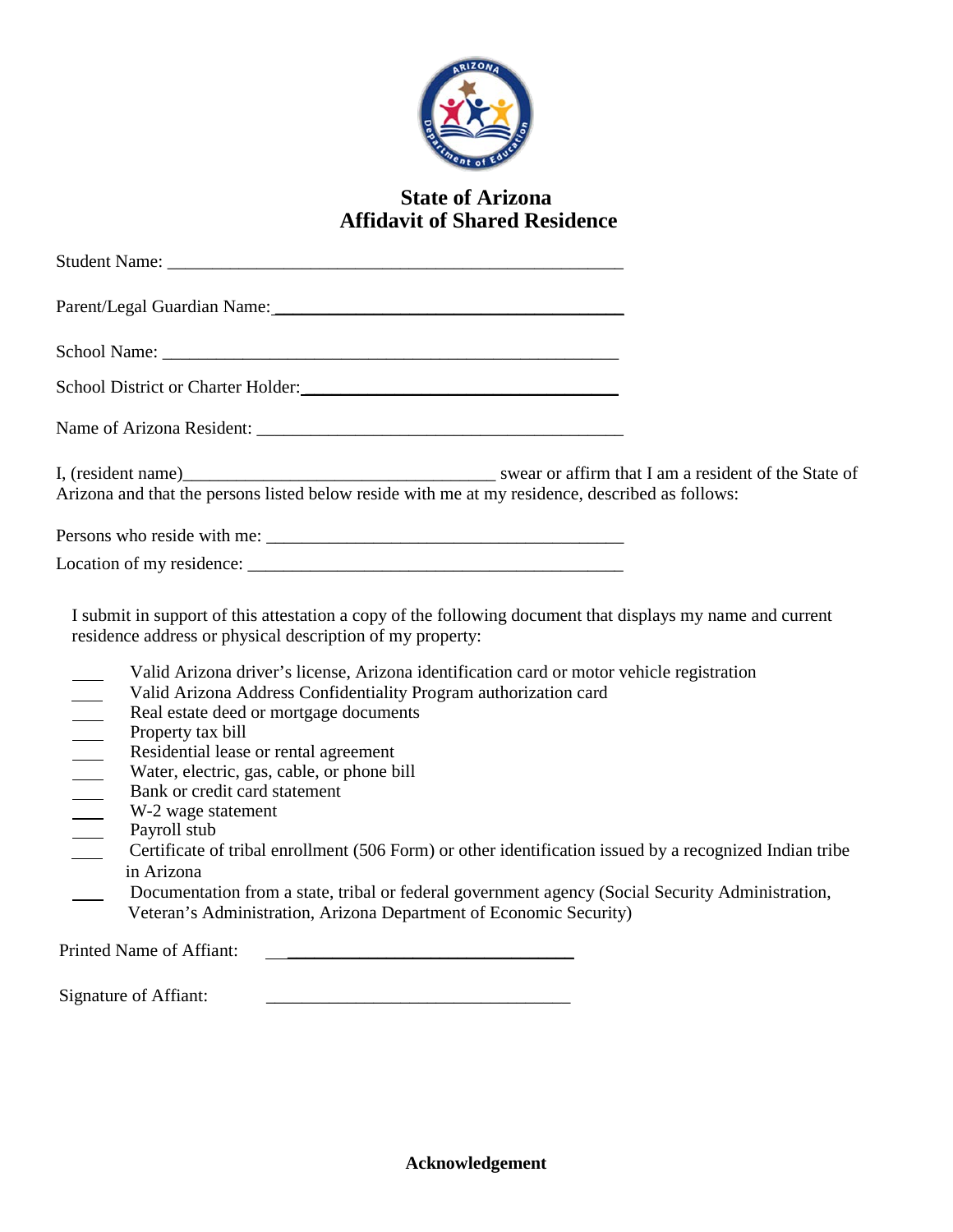# State of Arizona
# Affidavit of Shared Residence

Student Name: ____________________________________________________

Parent/Legal Guardian Name: ________________________________________

School Name: ____________________________________________________

School District or Charter Holder: ____________________________________

Name of Arizona Resident: __________________________________________

I, (resident name)___________________________________ swear or affirm that I am a resident of the State of Arizona and that the persons listed below reside with me at my residence, described as follows:

Persons who reside with me: _________________________________________

Location of my residence: ___________________________________________

I submit in support of this attestation a copy of the following document that displays my name and current residence address or physical description of my property:

- ____ Valid Arizona driver's license, Arizona identification card or motor vehicle registration
- ____ Valid Arizona Address Confidentiality Program authorization card
- ____ Real estate deed or mortgage documents
- ____ Property tax bill
- ____ Residential lease or rental agreement
- ____ Water, electric, gas, cable, or phone bill
- ____ Bank or credit card statement
- ____ W-2 wage statement
- ____ Payroll stub
- ____ Certificate of tribal enrollment (506 Form) or other identification issued by a recognized Indian tribe in Arizona
- ____ Documentation from a state, tribal or federal government agency (Social Security Administration, Veteran's Administration, Arizona Department of Economic Security)

Printed Name of Affiant: ___________________________________

Signature of Affiant: ___________________________________

**Acknowledgement**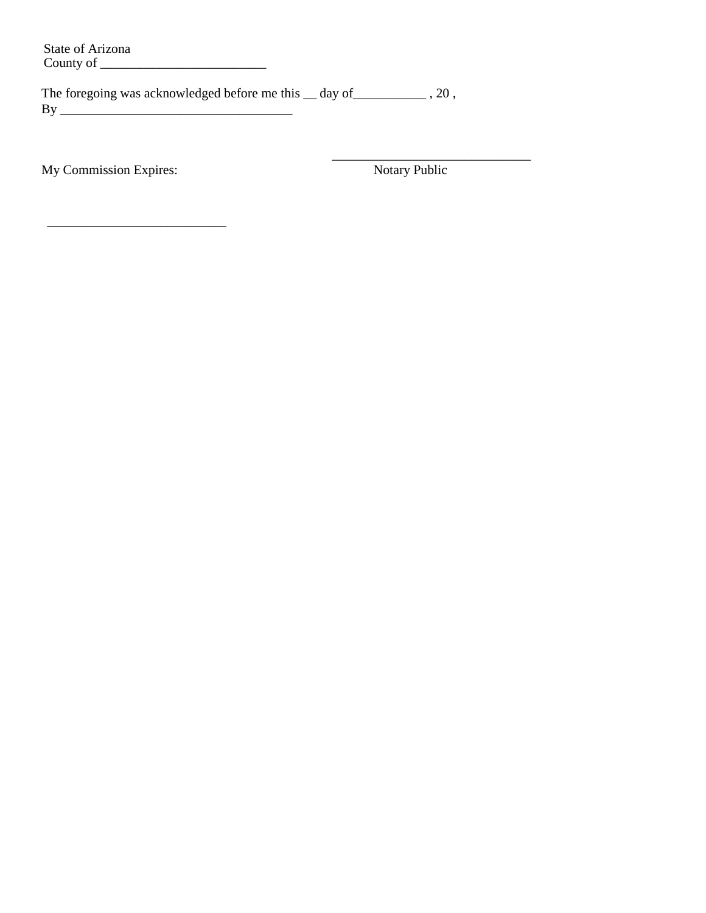State of Arizona
County of ________________________

The foregoing was acknowledged before me this __ day of___________ , 20 ,
By ___________________________________

My Commission Expires: ______________________________
Notary Public

___________________________